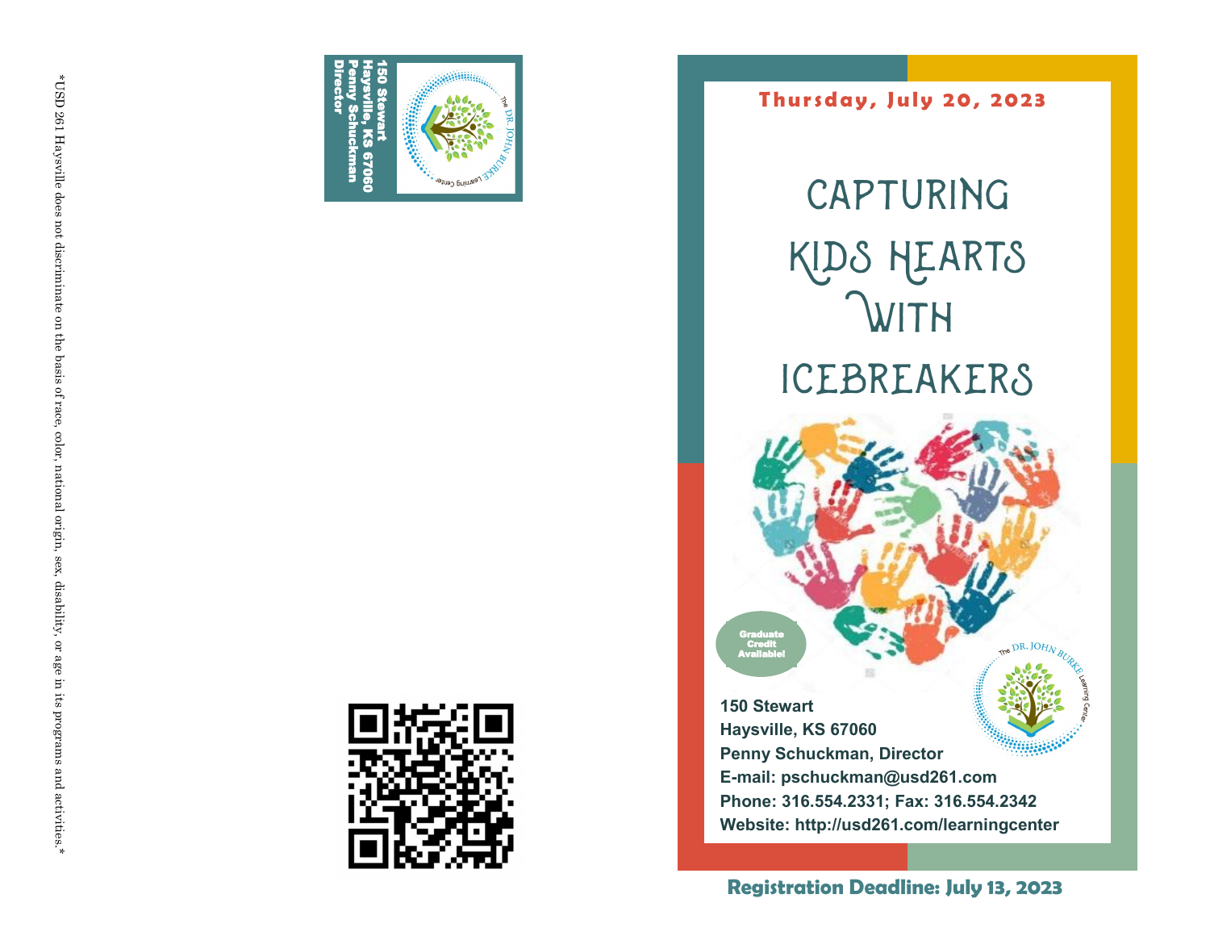*USD 261 Haysville does not discriminate on the basis of race, color, national origin, sex, disability, or age in its programs and activities.*

150 Stewart
Haysville, KS 67060
Penny Schuckman
Director

The DR. JOHN BURKE Learning Center

**Thursday, July 20, 2023**

# CAPTURING KIDS HEARTS WITH ICEBREAKERS

Graduate Credit Available!

The DR. JOHN BURKE Learning Center

**150 Stewart**
**Haysville, KS 67060**
**Penny Schuckman, Director**
**E-mail: pschuckman@usd261.com**
**Phone: 316.554.2331; Fax: 316.554.2342**
**Website: http://usd261.com/learningcenter**

**Registration Deadline: July 13, 2023**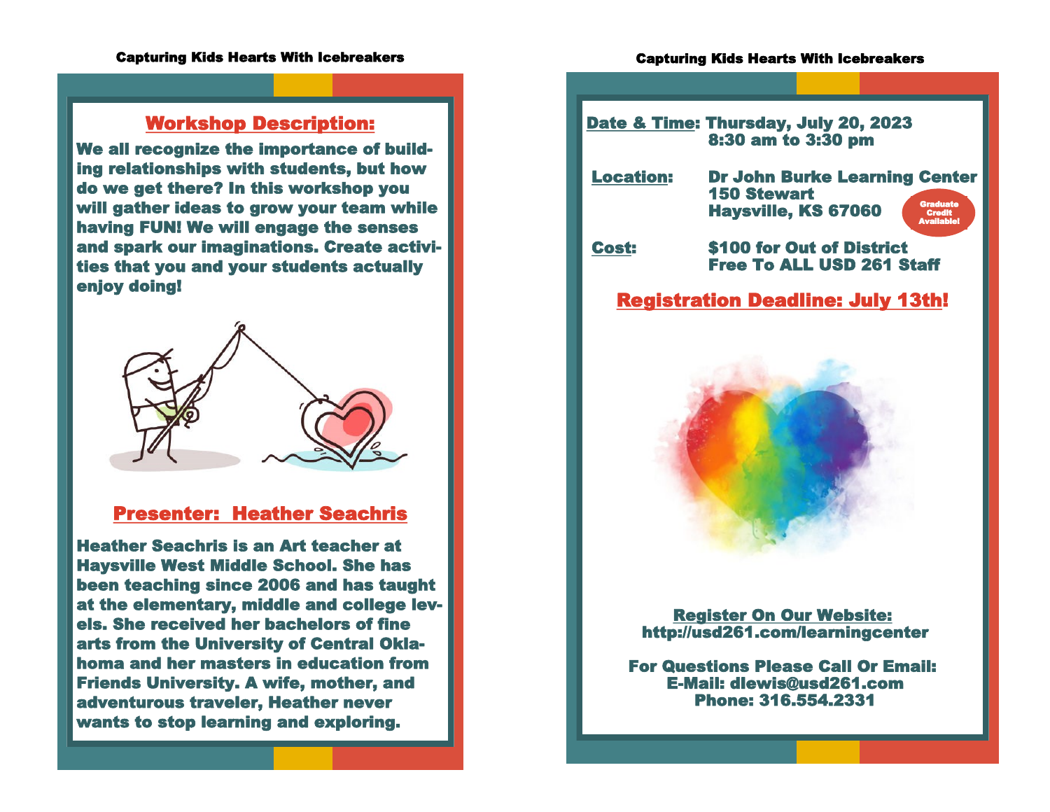# Capturing Kids Hearts With Icebreakers

## Workshop Description:

We all recognize the importance of building relationships with students, but how do we get there? In this workshop you will gather ideas to grow your team while having FUN! We will engage the senses and spark our imaginations. Create activities that you and your students actually enjoy doing!

## Presenter: Heather Seachris

Heather Seachris is an Art teacher at Haysville West Middle School. She has been teaching since 2006 and has taught at the elementary, middle and college levels. She received her bachelors of fine arts from the University of Central Oklahoma and her masters in education from Friends University. A wife, mother, and adventurous traveler, Heather never wants to stop learning and exploring.

# Capturing Kids Hearts With Icebreakers

**Date & Time:** Thursday, July 20, 2023
8:30 am to 3:30 pm

**Location:** Dr John Burke Learning Center
150 Stewart
Haysville, KS 67060

Graduate Credit Available!

**Cost:** $100 for Out of District
Free To ALL USD 261 Staff

## Registration Deadline: July 13th!

**Register On Our Website:**
http://usd261.com/learningcenter

**For Questions Please Call Or Email:**
E-Mail: dlewis@usd261.com
Phone: 316.554.2331